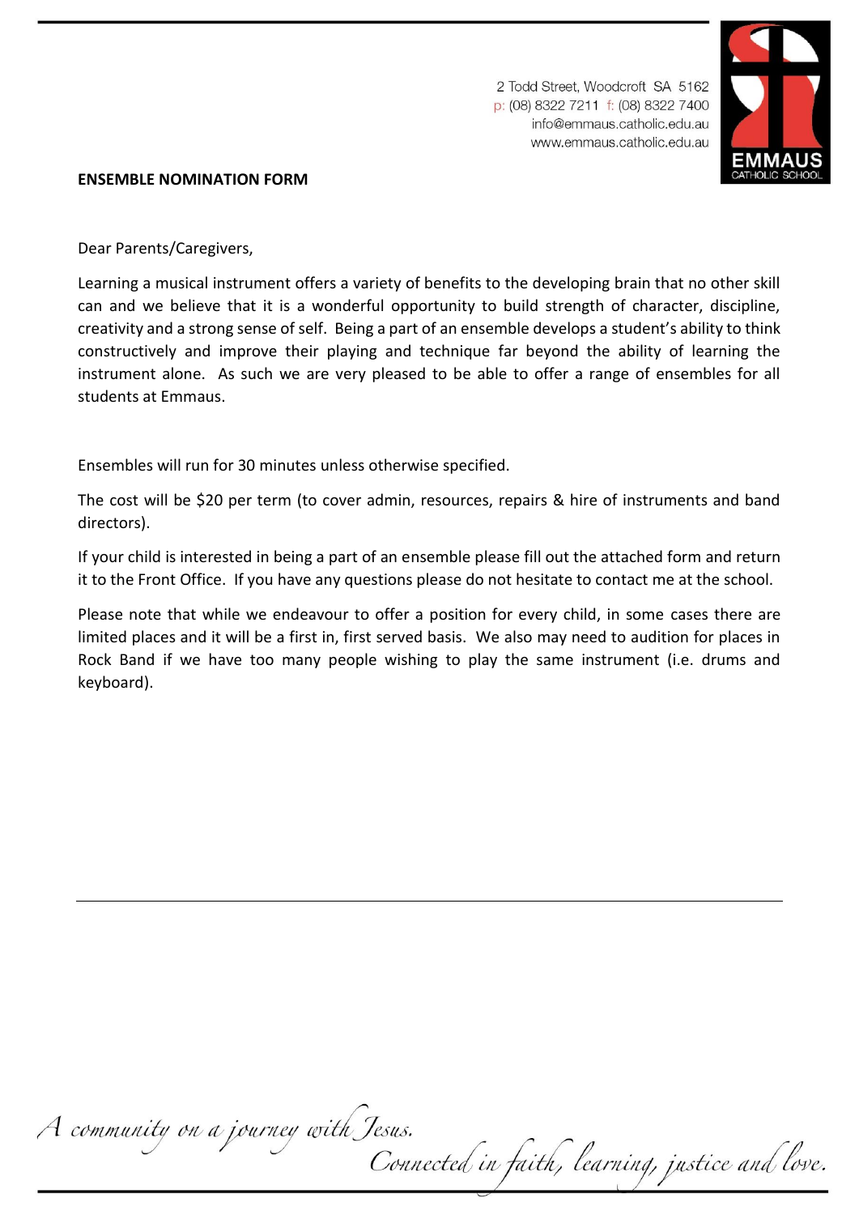2 Todd Street, Woodcroft SA 5162
p: (08) 8322 7211 f: (08) 8322 7400
info@emmaus.catholic.edu.au
www.emmaus.catholic.edu.au

**ENSEMBLE NOMINATION FORM**

Dear Parents/Caregivers,

Learning a musical instrument offers a variety of benefits to the developing brain that no other skill can and we believe that it is a wonderful opportunity to build strength of character, discipline, creativity and a strong sense of self. Being a part of an ensemble develops a student's ability to think constructively and improve their playing and technique far beyond the ability of learning the instrument alone. As such we are very pleased to be able to offer a range of ensembles for all students at Emmaus.

Ensembles will run for 30 minutes unless otherwise specified.

The cost will be $20 per term (to cover admin, resources, repairs & hire of instruments and band directors).

If your child is interested in being a part of an ensemble please fill out the attached form and return it to the Front Office. If you have any questions please do not hesitate to contact me at the school.

Please note that while we endeavour to offer a position for every child, in some cases there are limited places and it will be a first in, first served basis. We also may need to audition for places in Rock Band if we have too many people wishing to play the same instrument (i.e. drums and keyboard).

---

*A community on a journey with Jesus.*
*Connected in faith, learning, justice and love.*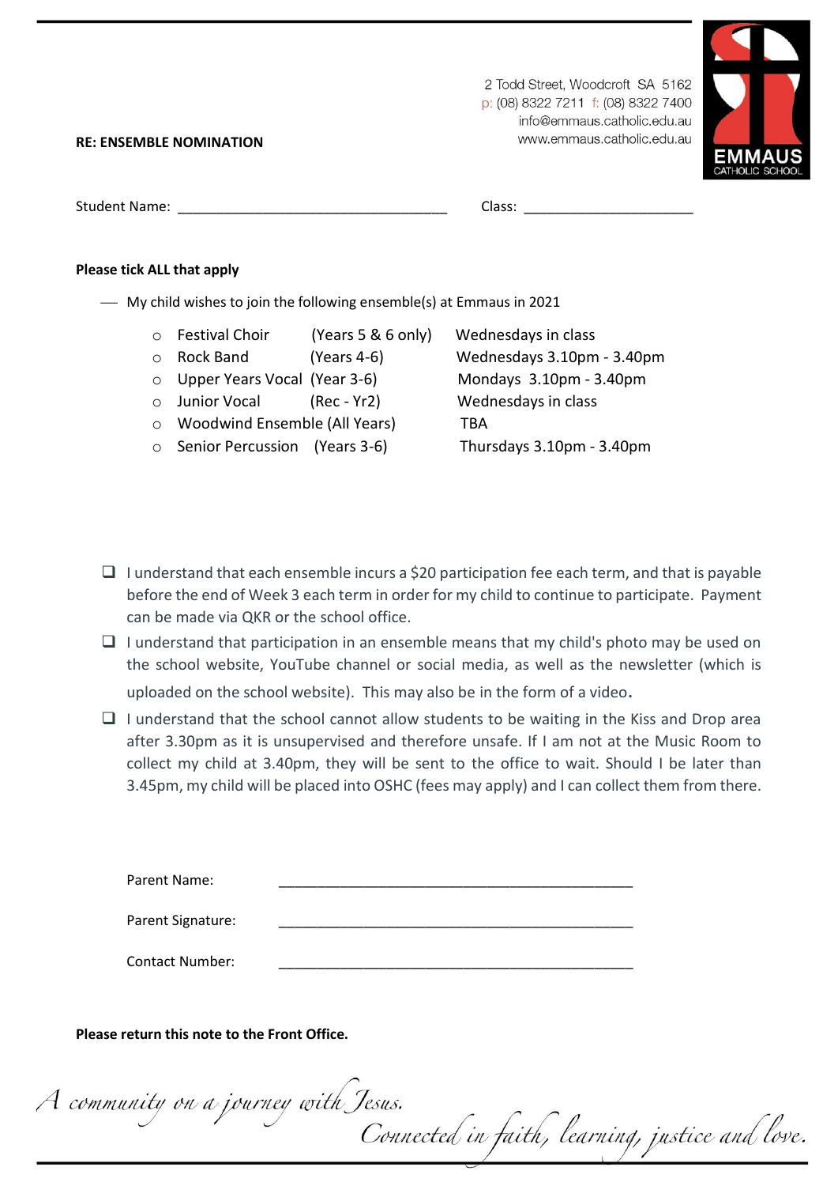2 Todd Street, Woodcroft SA 5162
p: (08) 8322 7211 f: (08) 8322 7400
info@emmaus.catholic.edu.au
www.emmaus.catholic.edu.au

EMMAUS
CATHOLIC SCHOOL

**RE: ENSEMBLE NOMINATION**

Student Name: ___________________________________ Class: ______________________

**Please tick ALL that apply**

- My child wishes to join the following ensemble(s) at Emmaus in 2021

  - ○ Festival Choir (Years 5 & 6 only) Wednesdays in class
  - ○ Rock Band (Years 4-6) Wednesdays 3.10pm - 3.40pm
  - ○ Upper Years Vocal (Year 3-6) Mondays 3.10pm - 3.40pm
  - ○ Junior Vocal (Rec - Yr2) Wednesdays in class
  - ○ Woodwind Ensemble (All Years) TBA
  - ○ Senior Percussion (Years 3-6) Thursdays 3.10pm - 3.40pm

- ❑ I understand that each ensemble incurs a $20 participation fee each term, and that is payable before the end of Week 3 each term in order for my child to continue to participate. Payment can be made via QKR or the school office.
- ❑ I understand that participation in an ensemble means that my child's photo may be used on the school website, YouTube channel or social media, as well as the newsletter (which is uploaded on the school website). This may also be in the form of a video.
- ❑ I understand that the school cannot allow students to be waiting in the Kiss and Drop area after 3.30pm as it is unsupervised and therefore unsafe. If I am not at the Music Room to collect my child at 3.40pm, they will be sent to the office to wait. Should I be later than 3.45pm, my child will be placed into OSHC (fees may apply) and I can collect them from there.

Parent Name: ______________________________________________

Parent Signature: ______________________________________________

Contact Number: ______________________________________________

**Please return this note to the Front Office.**

*A community on a journey with Jesus.*
*Connected in faith, learning, justice and love.*